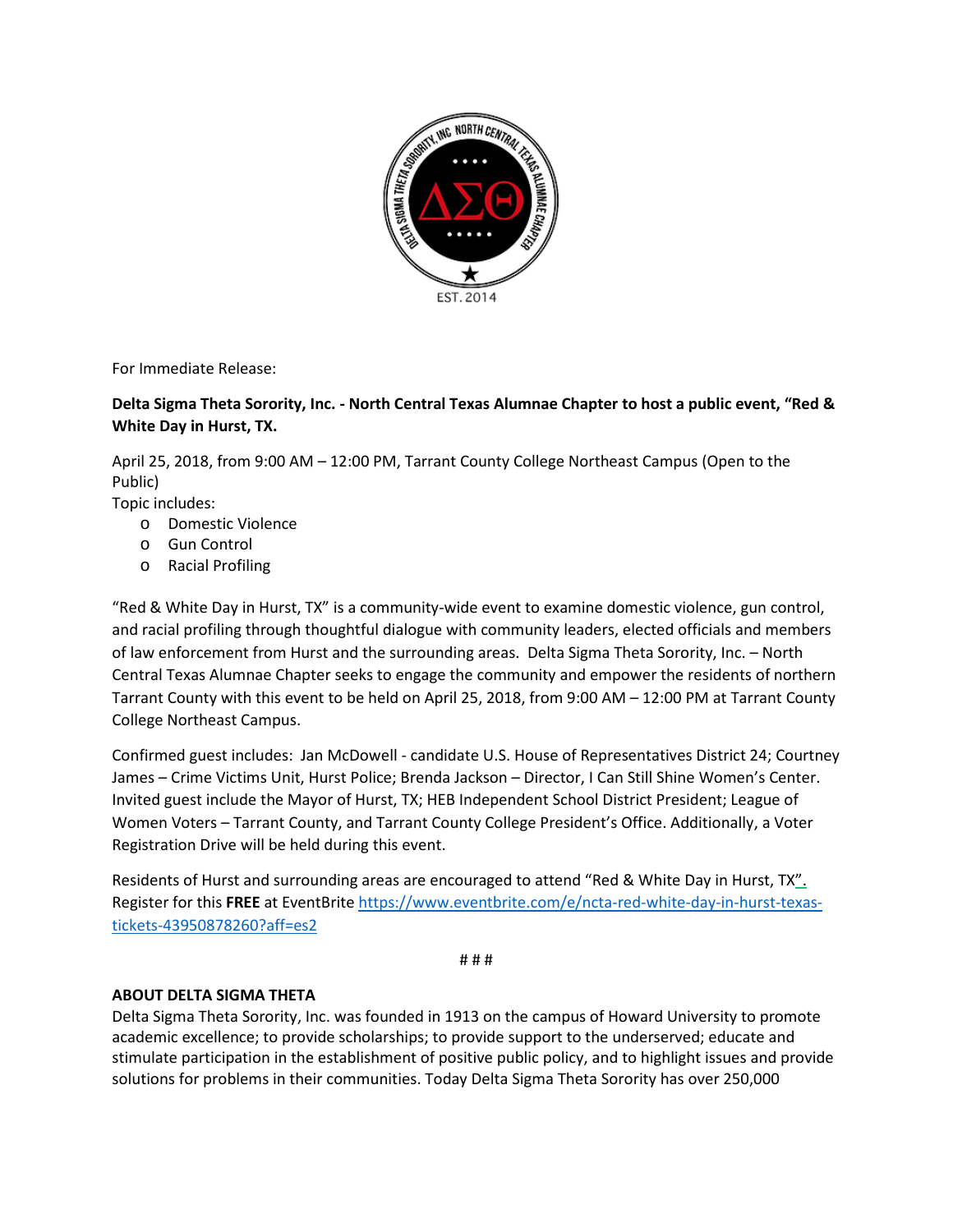For Immediate Release:

**Delta Sigma Theta Sorority, Inc. - North Central Texas Alumnae Chapter to host a public event, "Red & White Day in Hurst, TX.**

April 25, 2018, from 9:00 AM – 12:00 PM, Tarrant County College Northeast Campus (Open to the Public)

Topic includes:

- Domestic Violence
- Gun Control
- Racial Profiling

"Red & White Day in Hurst, TX" is a community-wide event to examine domestic violence, gun control, and racial profiling through thoughtful dialogue with community leaders, elected officials and members of law enforcement from Hurst and the surrounding areas. Delta Sigma Theta Sorority, Inc. – North Central Texas Alumnae Chapter seeks to engage the community and empower the residents of northern Tarrant County with this event to be held on April 25, 2018, from 9:00 AM – 12:00 PM at Tarrant County College Northeast Campus.

Confirmed guest includes: Jan McDowell - candidate U.S. House of Representatives District 24; Courtney James – Crime Victims Unit, Hurst Police; Brenda Jackson – Director, I Can Still Shine Women's Center. Invited guest include the Mayor of Hurst, TX; HEB Independent School District President; League of Women Voters – Tarrant County, and Tarrant County College President's Office. Additionally, a Voter Registration Drive will be held during this event.

Residents of Hurst and surrounding areas are encouraged to attend "Red & White Day in Hurst, TX". Register for this **FREE** at EventBrite https://www.eventbrite.com/e/ncta-red-white-day-in-hurst-texas-tickets-43950878260?aff=es2

# # #

**ABOUT DELTA SIGMA THETA**

Delta Sigma Theta Sorority, Inc. was founded in 1913 on the campus of Howard University to promote academic excellence; to provide scholarships; to provide support to the underserved; educate and stimulate participation in the establishment of positive public policy, and to highlight issues and provide solutions for problems in their communities. Today Delta Sigma Theta Sorority has over 250,000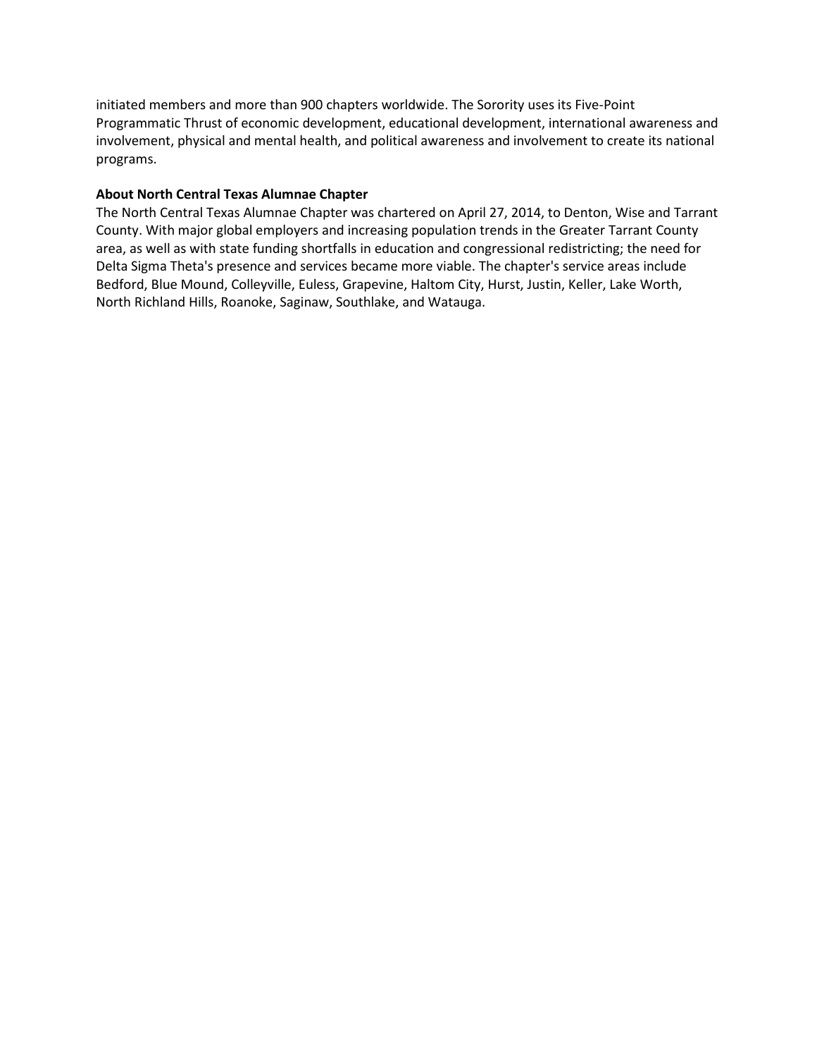initiated members and more than 900 chapters worldwide. The Sorority uses its Five-Point Programmatic Thrust of economic development, educational development, international awareness and involvement, physical and mental health, and political awareness and involvement to create its national programs.

**About North Central Texas Alumnae Chapter**

The North Central Texas Alumnae Chapter was chartered on April 27, 2014, to Denton, Wise and Tarrant County. With major global employers and increasing population trends in the Greater Tarrant County area, as well as with state funding shortfalls in education and congressional redistricting; the need for Delta Sigma Theta's presence and services became more viable. The chapter's service areas include Bedford, Blue Mound, Colleyville, Euless, Grapevine, Haltom City, Hurst, Justin, Keller, Lake Worth, North Richland Hills, Roanoke, Saginaw, Southlake, and Watauga.